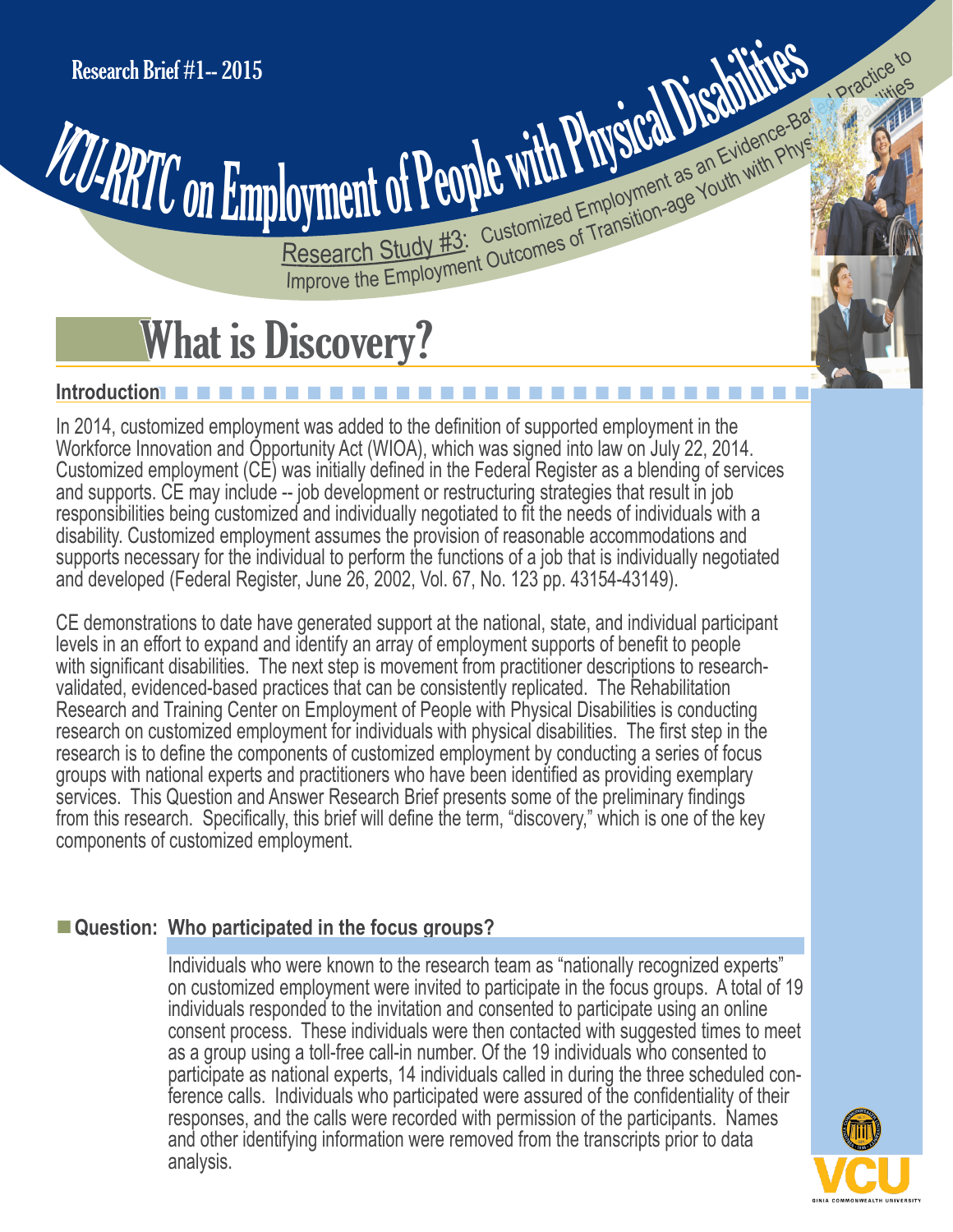Research Brief #1-- 2015

# VCU-RRTC on Employment of People with Physical Disabilities

Research Study #3: Customized Employment as an Evidence-Based Practice to Improve the Employment Outcomes of Transition-age Youth with Physical Disabilities

# What is Discovery?

## Introduction

In 2014, customized employment was added to the definition of supported employment in the Workforce Innovation and Opportunity Act (WIOA), which was signed into law on July 22, 2014. Customized employment (CE) was initially defined in the Federal Register as a blending of services and supports. CE may include -- job development or restructuring strategies that result in job responsibilities being customized and individually negotiated to fit the needs of individuals with a disability. Customized employment assumes the provision of reasonable accommodations and supports necessary for the individual to perform the functions of a job that is individually negotiated and developed (Federal Register, June 26, 2002, Vol. 67, No. 123 pp. 43154-43149).

CE demonstrations to date have generated support at the national, state, and individual participant levels in an effort to expand and identify an array of employment supports of benefit to people with significant disabilities. The next step is movement from practitioner descriptions to research-validated, evidenced-based practices that can be consistently replicated. The Rehabilitation Research and Training Center on Employment of People with Physical Disabilities is conducting research on customized employment for individuals with physical disabilities. The first step in the research is to define the components of customized employment by conducting a series of focus groups with national experts and practitioners who have been identified as providing exemplary services. This Question and Answer Research Brief presents some of the preliminary findings from this research. Specifically, this brief will define the term, "discovery," which is one of the key components of customized employment.

### Question: Who participated in the focus groups?

Individuals who were known to the research team as "nationally recognized experts" on customized employment were invited to participate in the focus groups. A total of 19 individuals responded to the invitation and consented to participate using an online consent process. These individuals were then contacted with suggested times to meet as a group using a toll-free call-in number. Of the 19 individuals who consented to participate as national experts, 14 individuals called in during the three scheduled conference calls. Individuals who participated were assured of the confidentiality of their responses, and the calls were recorded with permission of the participants. Names and other identifying information were removed from the transcripts prior to data analysis.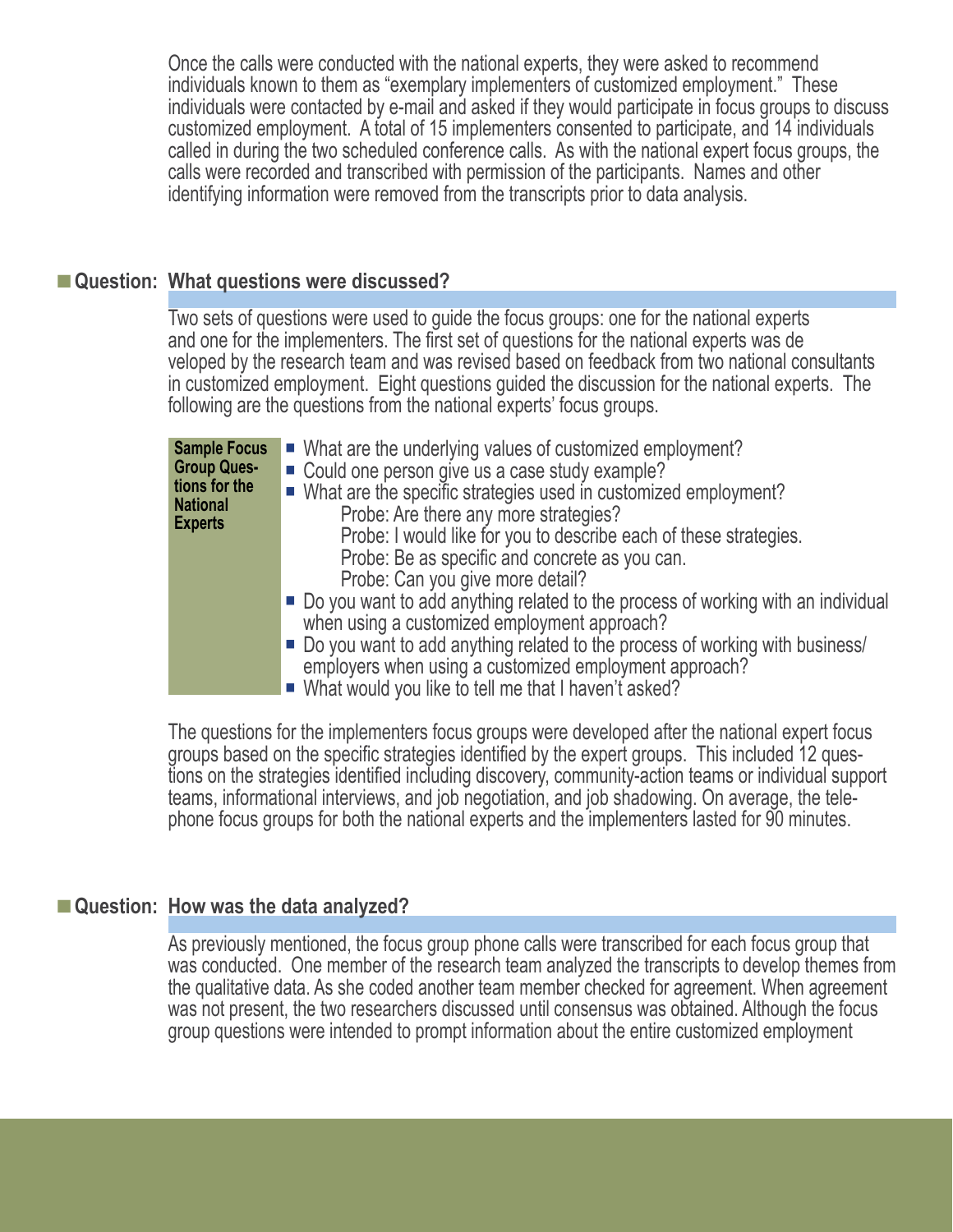Once the calls were conducted with the national experts, they were asked to recommend individuals known to them as "exemplary implementers of customized employment." These individuals were contacted by e-mail and asked if they would participate in focus groups to discuss customized employment. A total of 15 implementers consented to participate, and 14 individuals called in during the two scheduled conference calls. As with the national expert focus groups, the calls were recorded and transcribed with permission of the participants. Names and other identifying information were removed from the transcripts prior to data analysis.

## Question: What questions were discussed?

Two sets of questions were used to guide the focus groups: one for the national experts and one for the implementers. The first set of questions for the national experts was de veloped by the research team and was revised based on feedback from two national consultants in customized employment. Eight questions guided the discussion for the national experts. The following are the questions from the national experts' focus groups.

**Sample Focus Group Questions for the National Experts**

- What are the underlying values of customized employment?
- Could one person give us a case study example?
- What are the specific strategies used in customized employment?
  - Probe: Are there any more strategies?
  - Probe: I would like for you to describe each of these strategies.
  - Probe: Be as specific and concrete as you can.
  - Probe: Can you give more detail?
- Do you want to add anything related to the process of working with an individual when using a customized employment approach?
- Do you want to add anything related to the process of working with business/employers when using a customized employment approach?
- What would you like to tell me that I haven't asked?

The questions for the implementers focus groups were developed after the national expert focus groups based on the specific strategies identified by the expert groups. This included 12 questions on the strategies identified including discovery, community-action teams or individual support teams, informational interviews, and job negotiation, and job shadowing. On average, the telephone focus groups for both the national experts and the implementers lasted for 90 minutes.

## Question: How was the data analyzed?

As previously mentioned, the focus group phone calls were transcribed for each focus group that was conducted. One member of the research team analyzed the transcripts to develop themes from the qualitative data. As she coded another team member checked for agreement. When agreement was not present, the two researchers discussed until consensus was obtained. Although the focus group questions were intended to prompt information about the entire customized employment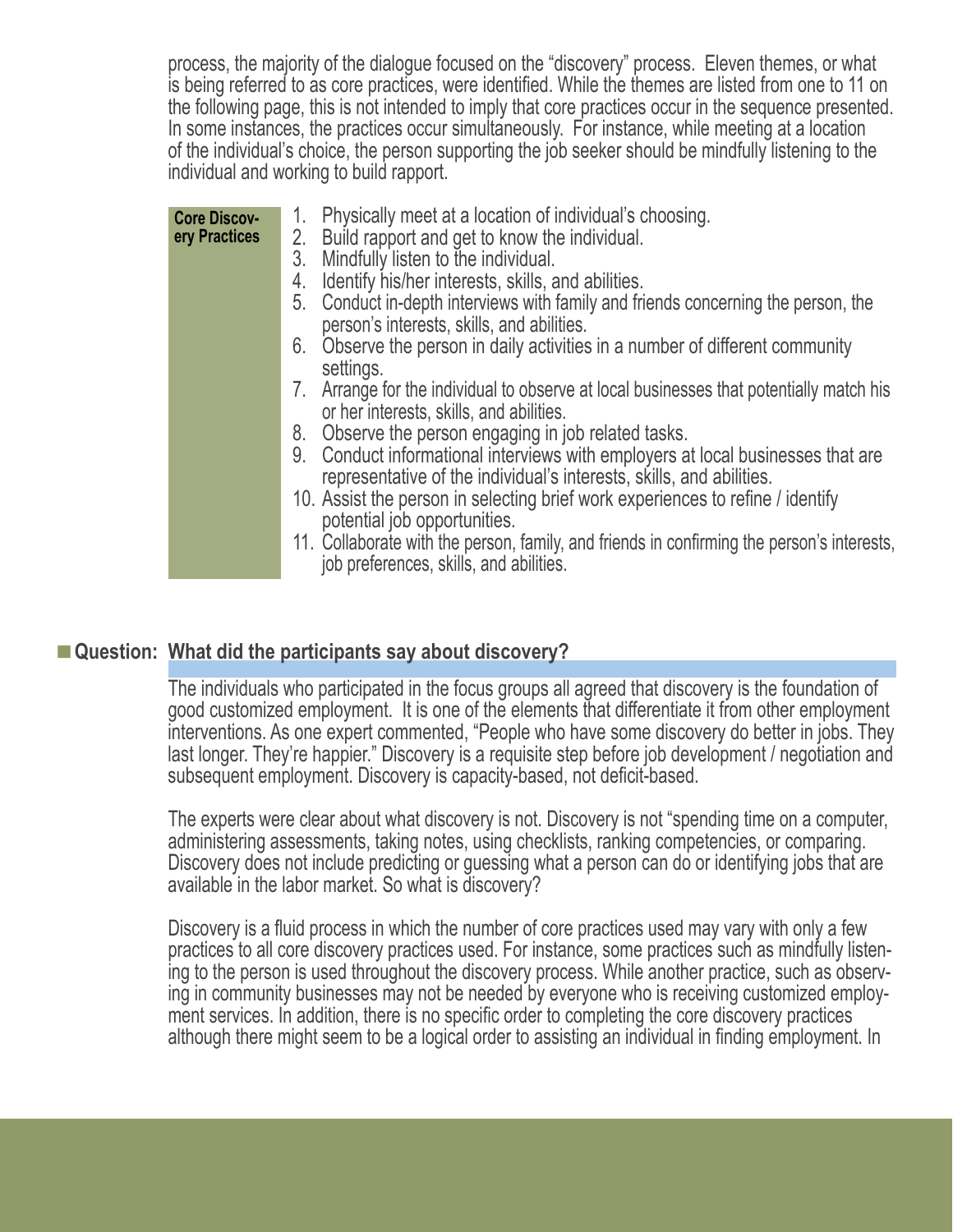process, the majority of the dialogue focused on the "discovery" process. Eleven themes, or what is being referred to as core practices, were identified. While the themes are listed from one to 11 on the following page, this is not intended to imply that core practices occur in the sequence presented. In some instances, the practices occur simultaneously. For instance, while meeting at a location of the individual's choice, the person supporting the job seeker should be mindfully listening to the individual and working to build rapport.

**Core Discovery Practices**

1. Physically meet at a location of individual's choosing.
2. Build rapport and get to know the individual.
3. Mindfully listen to the individual.
4. Identify his/her interests, skills, and abilities.
5. Conduct in-depth interviews with family and friends concerning the person, the person's interests, skills, and abilities.
6. Observe the person in daily activities in a number of different community settings.
7. Arrange for the individual to observe at local businesses that potentially match his or her interests, skills, and abilities.
8. Observe the person engaging in job related tasks.
9. Conduct informational interviews with employers at local businesses that are representative of the individual's interests, skills, and abilities.
10. Assist the person in selecting brief work experiences to refine / identify potential job opportunities.
11. Collaborate with the person, family, and friends in confirming the person's interests, job preferences, skills, and abilities.

## Question: What did the participants say about discovery?

The individuals who participated in the focus groups all agreed that discovery is the foundation of good customized employment. It is one of the elements that differentiate it from other employment interventions. As one expert commented, "People who have some discovery do better in jobs. They last longer. They're happier." Discovery is a requisite step before job development / negotiation and subsequent employment. Discovery is capacity-based, not deficit-based.

The experts were clear about what discovery is not. Discovery is not "spending time on a computer, administering assessments, taking notes, using checklists, ranking competencies, or comparing. Discovery does not include predicting or guessing what a person can do or identifying jobs that are available in the labor market. So what is discovery?

Discovery is a fluid process in which the number of core practices used may vary with only a few practices to all core discovery practices used. For instance, some practices such as mindfully listening to the person is used throughout the discovery process. While another practice, such as observing in community businesses may not be needed by everyone who is receiving customized employment services. In addition, there is no specific order to completing the core discovery practices although there might seem to be a logical order to assisting an individual in finding employment. In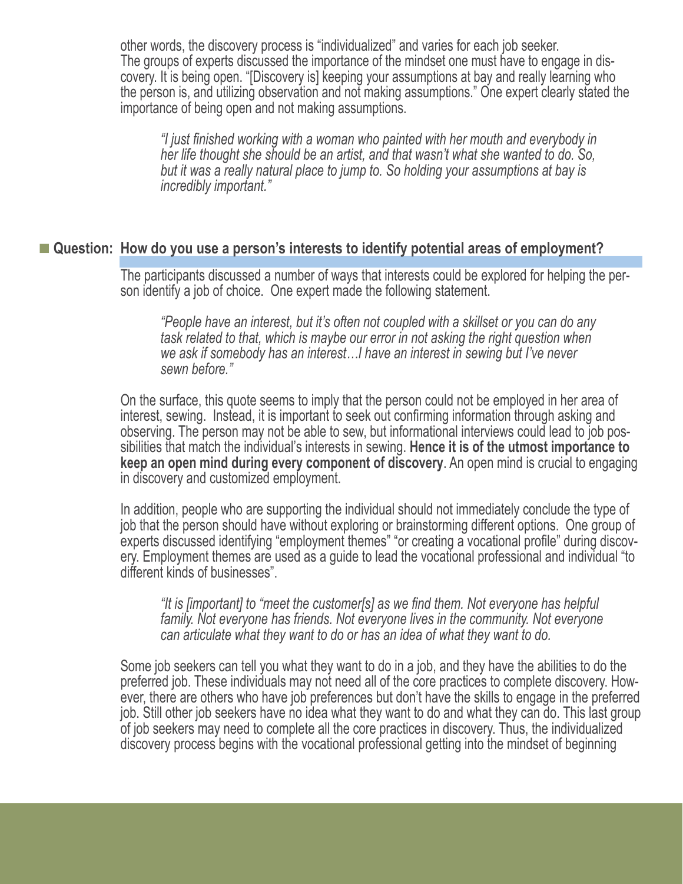other words, the discovery process is "individualized" and varies for each job seeker. The groups of experts discussed the importance of the mindset one must have to engage in discovery. It is being open. "[Discovery is] keeping your assumptions at bay and really learning who the person is, and utilizing observation and not making assumptions." One expert clearly stated the importance of being open and not making assumptions.

> *"I just finished working with a woman who painted with her mouth and everybody in her life thought she should be an artist, and that wasn't what she wanted to do. So, but it was a really natural place to jump to. So holding your assumptions at bay is incredibly important."*

## ■ Question: How do you use a person's interests to identify potential areas of employment?

The participants discussed a number of ways that interests could be explored for helping the person identify a job of choice. One expert made the following statement.

> *"People have an interest, but it's often not coupled with a skillset or you can do any task related to that, which is maybe our error in not asking the right question when we ask if somebody has an interest…I have an interest in sewing but I've never sewn before."*

On the surface, this quote seems to imply that the person could not be employed in her area of interest, sewing. Instead, it is important to seek out confirming information through asking and observing. The person may not be able to sew, but informational interviews could lead to job possibilities that match the individual's interests in sewing. **Hence it is of the utmost importance to keep an open mind during every component of discovery**. An open mind is crucial to engaging in discovery and customized employment.

In addition, people who are supporting the individual should not immediately conclude the type of job that the person should have without exploring or brainstorming different options. One group of experts discussed identifying "employment themes" "or creating a vocational profile" during discovery. Employment themes are used as a guide to lead the vocational professional and individual "to different kinds of businesses".

> *"It is [important] to "meet the customer[s] as we find them. Not everyone has helpful family. Not everyone has friends. Not everyone lives in the community. Not everyone can articulate what they want to do or has an idea of what they want to do.*

Some job seekers can tell you what they want to do in a job, and they have the abilities to do the preferred job. These individuals may not need all of the core practices to complete discovery. However, there are others who have job preferences but don't have the skills to engage in the preferred job. Still other job seekers have no idea what they want to do and what they can do. This last group of job seekers may need to complete all the core practices in discovery. Thus, the individualized discovery process begins with the vocational professional getting into the mindset of beginning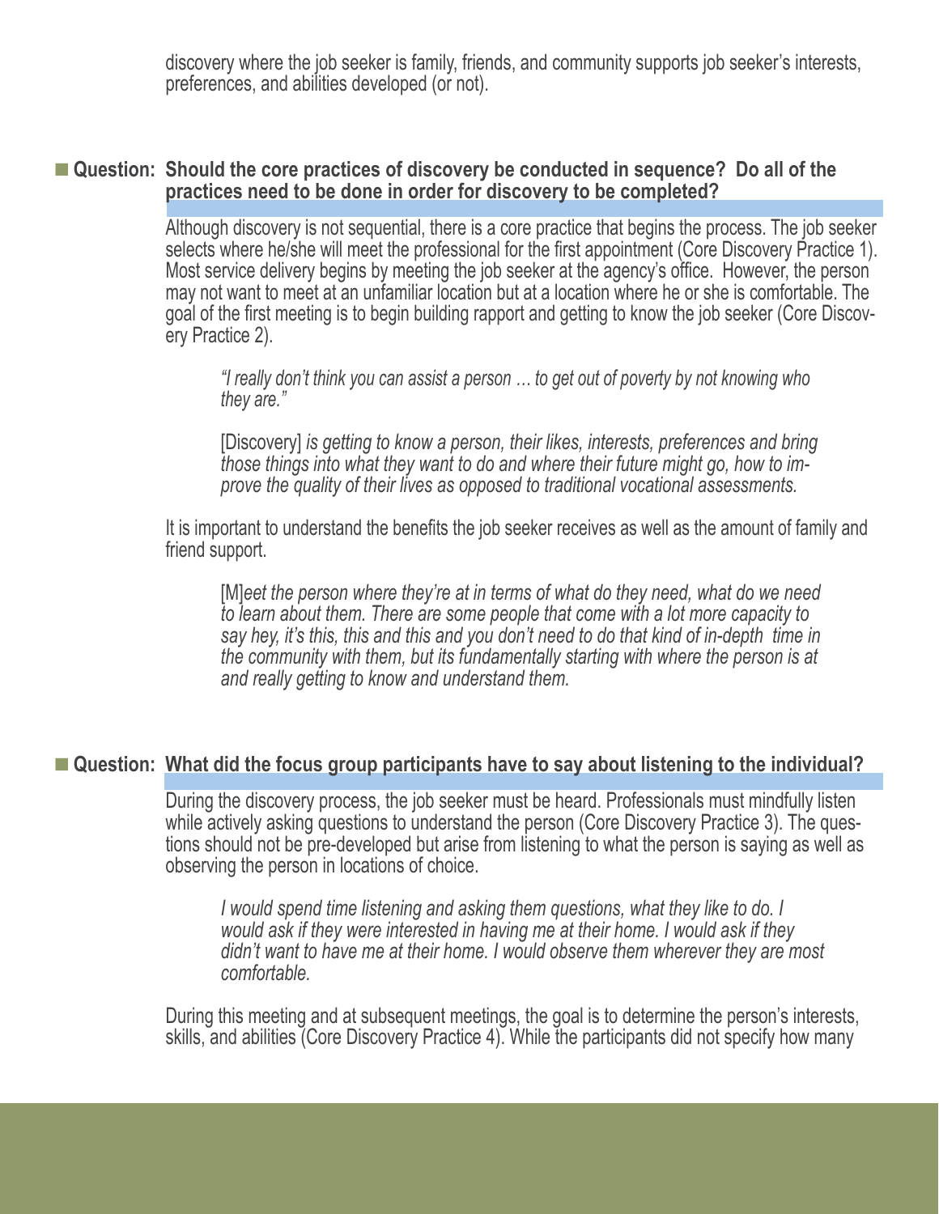discovery where the job seeker is family, friends, and community supports job seeker's interests, preferences, and abilities developed (or not).

## ■ Question: Should the core practices of discovery be conducted in sequence? Do all of the practices need to be done in order for discovery to be completed?

Although discovery is not sequential, there is a core practice that begins the process. The job seeker selects where he/she will meet the professional for the first appointment (Core Discovery Practice 1). Most service delivery begins by meeting the job seeker at the agency's office. However, the person may not want to meet at an unfamiliar location but at a location where he or she is comfortable. The goal of the first meeting is to begin building rapport and getting to know the job seeker (Core Discovery Practice 2).

> *"I really don't think you can assist a person … to get out of poverty by not knowing who they are."*

> [Discovery] *is getting to know a person, their likes, interests, preferences and bring those things into what they want to do and where their future might go, how to improve the quality of their lives as opposed to traditional vocational assessments.*

It is important to understand the benefits the job seeker receives as well as the amount of family and friend support.

> [M]*eet the person where they're at in terms of what do they need, what do we need to learn about them. There are some people that come with a lot more capacity to say hey, it's this, this and this and you don't need to do that kind of in-depth time in the community with them, but its fundamentally starting with where the person is at and really getting to know and understand them.*

## ■ Question: What did the focus group participants have to say about listening to the individual?

During the discovery process, the job seeker must be heard. Professionals must mindfully listen while actively asking questions to understand the person (Core Discovery Practice 3). The questions should not be pre-developed but arise from listening to what the person is saying as well as observing the person in locations of choice.

> *I would spend time listening and asking them questions, what they like to do. I would ask if they were interested in having me at their home. I would ask if they didn't want to have me at their home. I would observe them wherever they are most comfortable.*

During this meeting and at subsequent meetings, the goal is to determine the person's interests, skills, and abilities (Core Discovery Practice 4). While the participants did not specify how many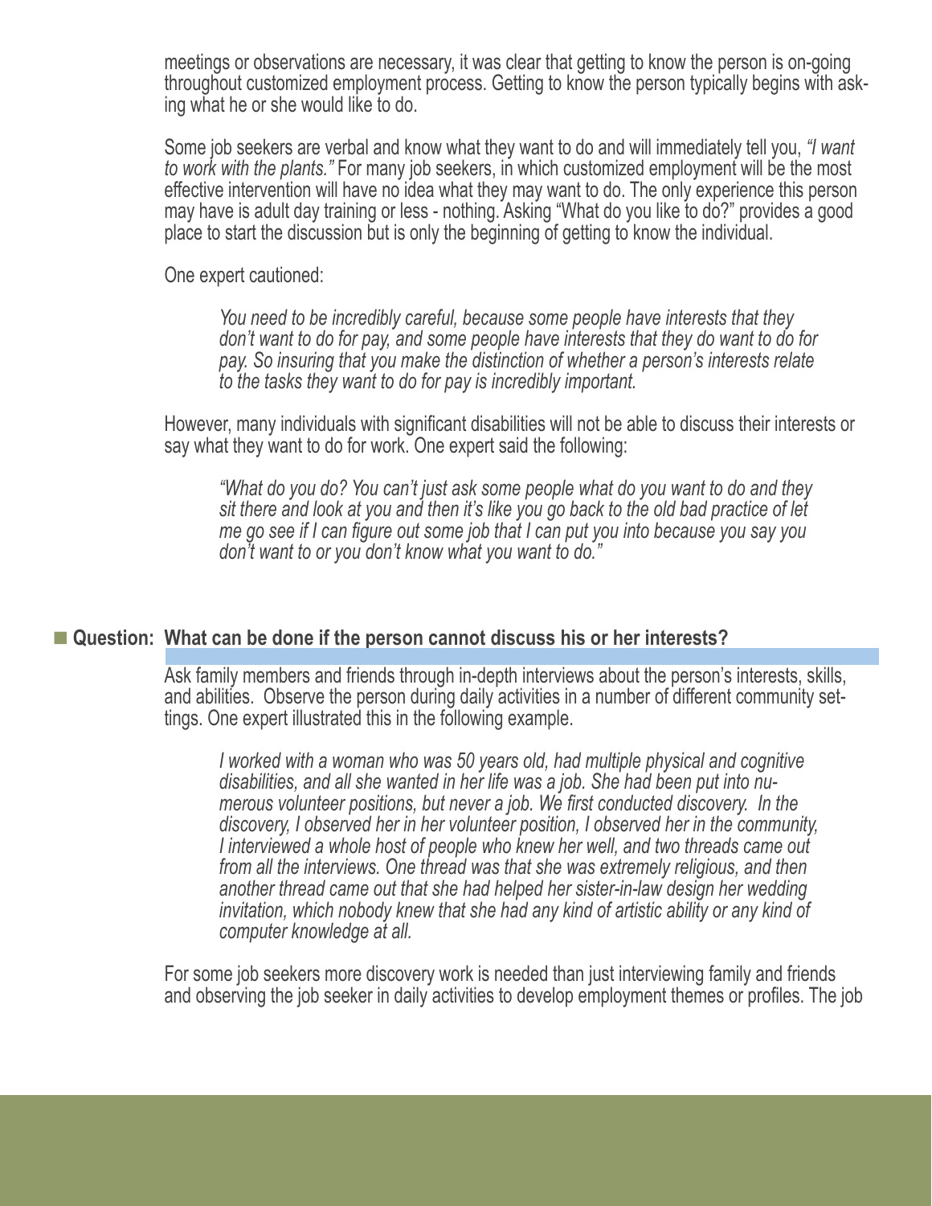meetings or observations are necessary, it was clear that getting to know the person is on-going throughout customized employment process. Getting to know the person typically begins with asking what he or she would like to do.

Some job seekers are verbal and know what they want to do and will immediately tell you, *"I want to work with the plants."* For many job seekers, in which customized employment will be the most effective intervention will have no idea what they may want to do. The only experience this person may have is adult day training or less - nothing. Asking "What do you like to do?" provides a good place to start the discussion but is only the beginning of getting to know the individual.

One expert cautioned:

> *You need to be incredibly careful, because some people have interests that they don't want to do for pay, and some people have interests that they do want to do for pay. So insuring that you make the distinction of whether a person's interests relate to the tasks they want to do for pay is incredibly important.*

However, many individuals with significant disabilities will not be able to discuss their interests or say what they want to do for work. One expert said the following:

> *"What do you do? You can't just ask some people what do you want to do and they sit there and look at you and then it's like you go back to the old bad practice of let me go see if I can figure out some job that I can put you into because you say you don't want to or you don't know what you want to do."*

## Question: What can be done if the person cannot discuss his or her interests?

Ask family members and friends through in-depth interviews about the person's interests, skills, and abilities. Observe the person during daily activities in a number of different community settings. One expert illustrated this in the following example.

> *I worked with a woman who was 50 years old, had multiple physical and cognitive disabilities, and all she wanted in her life was a job. She had been put into numerous volunteer positions, but never a job. We first conducted discovery. In the discovery, I observed her in her volunteer position, I observed her in the community, I interviewed a whole host of people who knew her well, and two threads came out from all the interviews. One thread was that she was extremely religious, and then another thread came out that she had helped her sister-in-law design her wedding invitation, which nobody knew that she had any kind of artistic ability or any kind of computer knowledge at all.*

For some job seekers more discovery work is needed than just interviewing family and friends and observing the job seeker in daily activities to develop employment themes or profiles. The job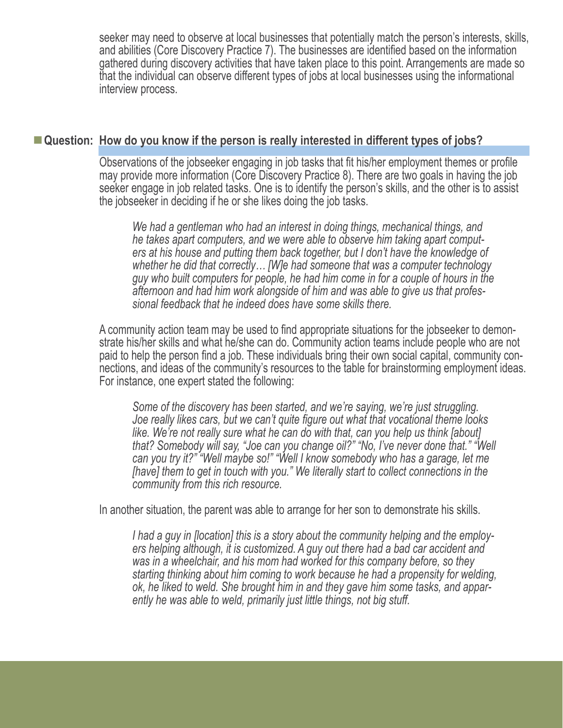seeker may need to observe at local businesses that potentially match the person's interests, skills, and abilities (Core Discovery Practice 7). The businesses are identified based on the information gathered during discovery activities that have taken place to this point. Arrangements are made so that the individual can observe different types of jobs at local businesses using the informational interview process.

## Question: How do you know if the person is really interested in different types of jobs?

Observations of the jobseeker engaging in job tasks that fit his/her employment themes or profile may provide more information (Core Discovery Practice 8). There are two goals in having the job seeker engage in job related tasks. One is to identify the person's skills, and the other is to assist the jobseeker in deciding if he or she likes doing the job tasks.

> *We had a gentleman who had an interest in doing things, mechanical things, and he takes apart computers, and we were able to observe him taking apart computers at his house and putting them back together, but I don't have the knowledge of whether he did that correctly… [W]e had someone that was a computer technology guy who built computers for people, he had him come in for a couple of hours in the afternoon and had him work alongside of him and was able to give us that professional feedback that he indeed does have some skills there.*

A community action team may be used to find appropriate situations for the jobseeker to demonstrate his/her skills and what he/she can do. Community action teams include people who are not paid to help the person find a job. These individuals bring their own social capital, community connections, and ideas of the community's resources to the table for brainstorming employment ideas. For instance, one expert stated the following:

> *Some of the discovery has been started, and we're saying, we're just struggling. Joe really likes cars, but we can't quite figure out what that vocational theme looks like. We're not really sure what he can do with that, can you help us think [about] that? Somebody will say, "Joe can you change oil?" "No, I've never done that." "Well can you try it?" "Well maybe so!" "Well I know somebody who has a garage, let me [have] them to get in touch with you." We literally start to collect connections in the community from this rich resource.*

In another situation, the parent was able to arrange for her son to demonstrate his skills.

> *I had a guy in [location] this is a story about the community helping and the employers helping although, it is customized. A guy out there had a bad car accident and was in a wheelchair, and his mom had worked for this company before, so they starting thinking about him coming to work because he had a propensity for welding, ok, he liked to weld. She brought him in and they gave him some tasks, and apparently he was able to weld, primarily just little things, not big stuff.*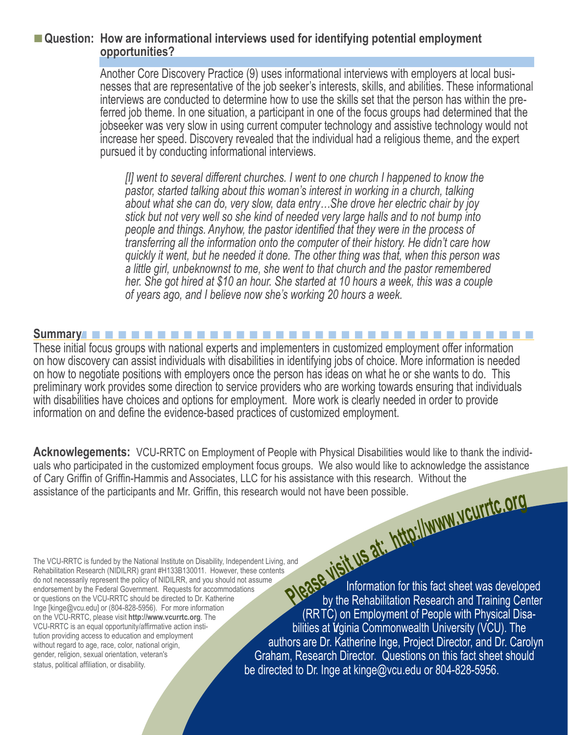## Question: How are informational interviews used for identifying potential employment opportunities?

Another Core Discovery Practice (9) uses informational interviews with employers at local businesses that are representative of the job seeker's interests, skills, and abilities. These informational interviews are conducted to determine how to use the skills set that the person has within the preferred job theme. In one situation, a participant in one of the focus groups had determined that the jobseeker was very slow in using current computer technology and assistive technology would not increase her speed. Discovery revealed that the individual had a religious theme, and the expert pursued it by conducting informational interviews.

> *[I] went to several different churches. I went to one church I happened to know the pastor, started talking about this woman's interest in working in a church, talking about what she can do, very slow, data entry…She drove her electric chair by joy stick but not very well so she kind of needed very large halls and to not bump into people and things. Anyhow, the pastor identified that they were in the process of transferring all the information onto the computer of their history. He didn't care how quickly it went, but he needed it done. The other thing was that, when this person was a little girl, unbeknownst to me, she went to that church and the pastor remembered her. She got hired at $10 an hour. She started at 10 hours a week, this was a couple of years ago, and I believe now she's working 20 hours a week.*

## Summary

These initial focus groups with national experts and implementers in customized employment offer information on how discovery can assist individuals with disabilities in identifying jobs of choice. More information is needed on how to negotiate positions with employers once the person has ideas on what he or she wants to do. This preliminary work provides some direction to service providers who are working towards ensuring that individuals with disabilities have choices and options for employment. More work is clearly needed in order to provide information on and define the evidence-based practices of customized employment.

**Acknowlegements:** VCU-RRTC on Employment of People with Physical Disabilities would like to thank the individuals who participated in the customized employment focus groups. We also would like to acknowledge the assistance of Cary Griffin of Griffin-Hammis and Associates, LLC for his assistance with this research. Without the assistance of the participants and Mr. Griffin, this research would not have been possible.

**Please visit us at: http://www.vcurrtc.org**

The VCU-RRTC is funded by the National Institute on Disability, Independent Living, and Rehabilitation Research (NIDILRR) grant #H133B130011. However, these contents do not necessarily represent the policy of NIDILRR, and you should not assume endorsement by the Federal Government. Requests for accommodations or questions on the VCU-RRTC should be directed to Dr. Katherine Inge [kinge@vcu.edu] or (804-828-5956). For more information on the VCU-RRTC, please visit **http://www.vcurrtc.org**. The VCU-RRTC is an equal opportunity/affirmative action institution providing access to education and employment without regard to age, race, color, national origin, gender, religion, sexual orientation, veteran's status, political affiliation, or disability.

Information for this fact sheet was developed by the Rehabilitation Research and Training Center (RRTC) on Employment of People with Physical Disabilities at Virginia Commonwealth University (VCU). The authors are Dr. Katherine Inge, Project Director, and Dr. Carolyn Graham, Research Director. Questions on this fact sheet should be directed to Dr. Inge at kinge@vcu.edu or 804-828-5956.